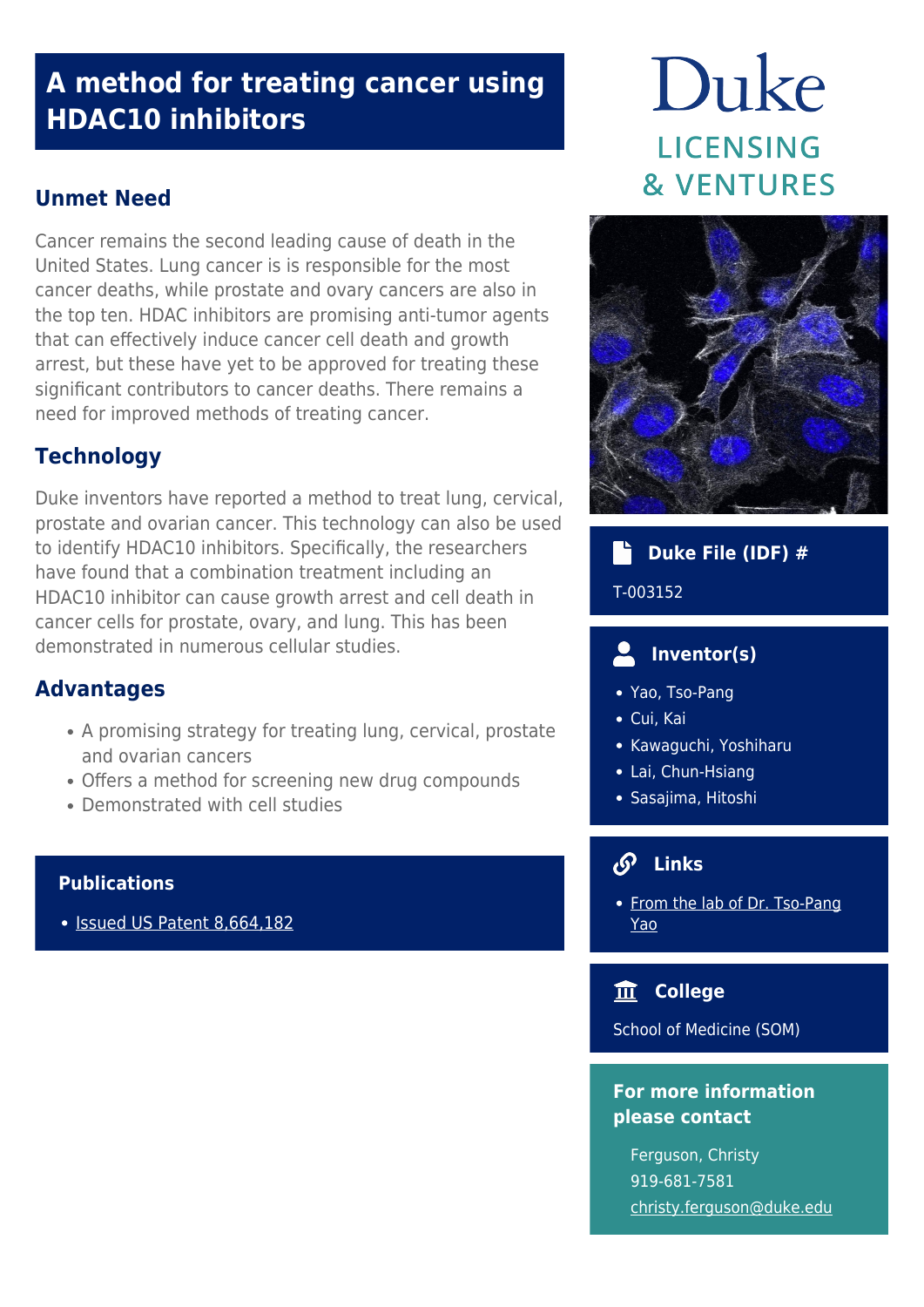# A method for treating cancer using HDAC10 inhibitors

## Unmet Need

Cancer remains the second leading cause of death in the United States. Lung cancer is is responsible for the most cancer deaths, while prostate and ovary cancers are also in the top ten. HDAC inhibitors are promising anti-tumor agents that can effectively induce cancer cell death and growth arrest, but these have yet to be approved for treating these significant contributors to cancer deaths. There remains a need for improved methods of treating cancer.

## Technology

Duke inventors have reported a method to treat lung, cervical, prostate and ovarian cancer. This technology can also be used to identify HDAC10 inhibitors. Specifically, the researchers have found that a combination treatment including an HDAC10 inhibitor can cause growth arrest and cell death in cancer cells for prostate, ovary, and lung. This has been demonstrated in numerous cellular studies.

## Advantages

- A promising strategy for treating lung, cervical, prostate and ovarian cancers
- Offers a method for screening new drug compounds
- Demonstrated with cell studies

### Publications

- Issued US Patent 8,664,182

Duke LICENSING & VENTURES

### Duke File (IDF) #

T-003152

### Inventor(s)

- Yao, Tso-Pang
- Cui, Kai
- Kawaguchi, Yoshiharu
- Lai, Chun-Hsiang
- Sasajima, Hitoshi

### Links

- From the lab of Dr. Tso-Pang Yao

### College

School of Medicine (SOM)

### For more information please contact

Ferguson, Christy
919-681-7581
christy.ferguson@duke.edu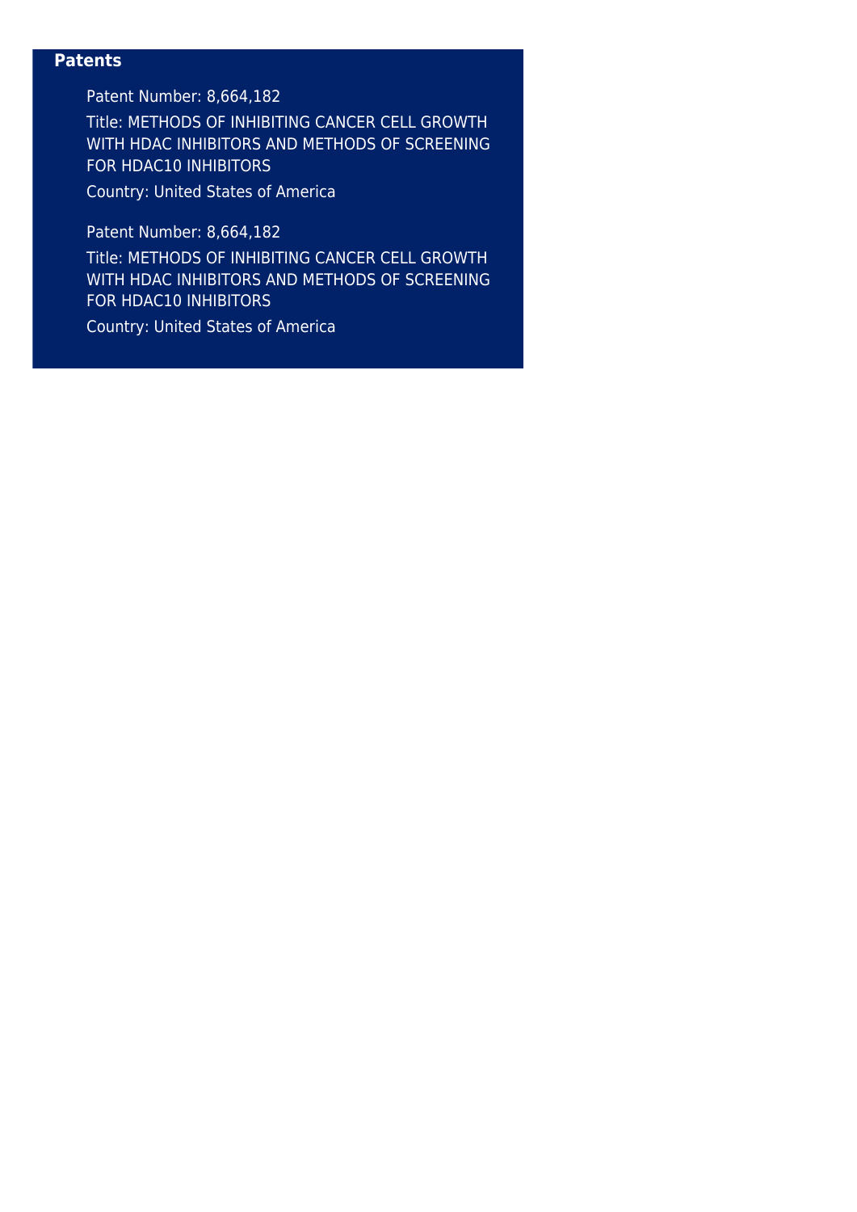## Patents

Patent Number: 8,664,182

Title: METHODS OF INHIBITING CANCER CELL GROWTH WITH HDAC INHIBITORS AND METHODS OF SCREENING FOR HDAC10 INHIBITORS

Country: United States of America

Patent Number: 8,664,182

Title: METHODS OF INHIBITING CANCER CELL GROWTH WITH HDAC INHIBITORS AND METHODS OF SCREENING FOR HDAC10 INHIBITORS

Country: United States of America